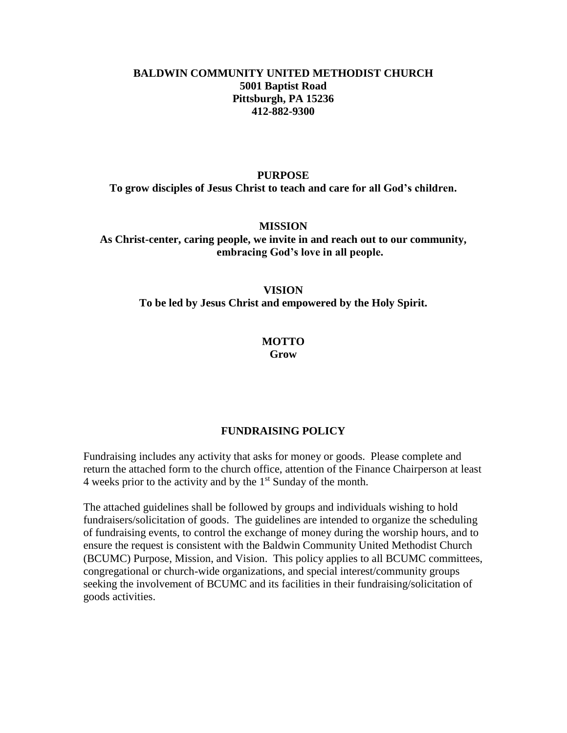**BALDWIN COMMUNITY UNITED METHODIST CHURCH**
**5001 Baptist Road**
**Pittsburgh, PA 15236**
**412-882-9300**

## PURPOSE

**To grow disciples of Jesus Christ to teach and care for all God's children.**

## MISSION

**As Christ-center, caring people, we invite in and reach out to our community, embracing God's love in all people.**

## VISION

**To be led by Jesus Christ and empowered by the Holy Spirit.**

## MOTTO

**Grow**

## FUNDRAISING POLICY

Fundraising includes any activity that asks for money or goods. Please complete and return the attached form to the church office, attention of the Finance Chairperson at least 4 weeks prior to the activity and by the 1st Sunday of the month.

The attached guidelines shall be followed by groups and individuals wishing to hold fundraisers/solicitation of goods. The guidelines are intended to organize the scheduling of fundraising events, to control the exchange of money during the worship hours, and to ensure the request is consistent with the Baldwin Community United Methodist Church (BCUMC) Purpose, Mission, and Vision. This policy applies to all BCUMC committees, congregational or church-wide organizations, and special interest/community groups seeking the involvement of BCUMC and its facilities in their fundraising/solicitation of goods activities.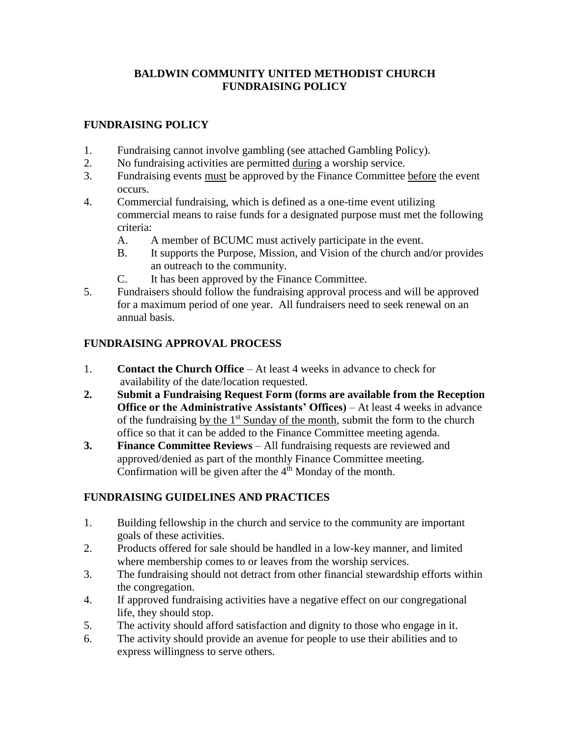# BALDWIN COMMUNITY UNITED METHODIST CHURCH FUNDRAISING POLICY

## FUNDRAISING POLICY

1. Fundraising cannot involve gambling (see attached Gambling Policy).
2. No fundraising activities are permitted <u>during</u> a worship service.
3. Fundraising events <u>must</u> be approved by the Finance Committee <u>before</u> the event occurs.
4. Commercial fundraising, which is defined as a one-time event utilizing commercial means to raise funds for a designated purpose must met the following criteria:
   - A. A member of BCUMC must actively participate in the event.
   - B. It supports the Purpose, Mission, and Vision of the church and/or provides an outreach to the community.
   - C. It has been approved by the Finance Committee.
5. Fundraisers should follow the fundraising approval process and will be approved for a maximum period of one year. All fundraisers need to seek renewal on an annual basis.

## FUNDRAISING APPROVAL PROCESS

1. **Contact the Church Office** – At least 4 weeks in advance to check for availability of the date/location requested.
2. **Submit a Fundraising Request Form (forms are available from the Reception Office or the Administrative Assistants' Offices)** – At least 4 weeks in advance of the fundraising <u>by the 1st Sunday of the month</u>, submit the form to the church office so that it can be added to the Finance Committee meeting agenda.
3. **Finance Committee Reviews** – All fundraising requests are reviewed and approved/denied as part of the monthly Finance Committee meeting. Confirmation will be given after the 4th Monday of the month.

## FUNDRAISING GUIDELINES AND PRACTICES

1. Building fellowship in the church and service to the community are important goals of these activities.
2. Products offered for sale should be handled in a low-key manner, and limited where membership comes to or leaves from the worship services.
3. The fundraising should not detract from other financial stewardship efforts within the congregation.
4. If approved fundraising activities have a negative effect on our congregational life, they should stop.
5. The activity should afford satisfaction and dignity to those who engage in it.
6. The activity should provide an avenue for people to use their abilities and to express willingness to serve others.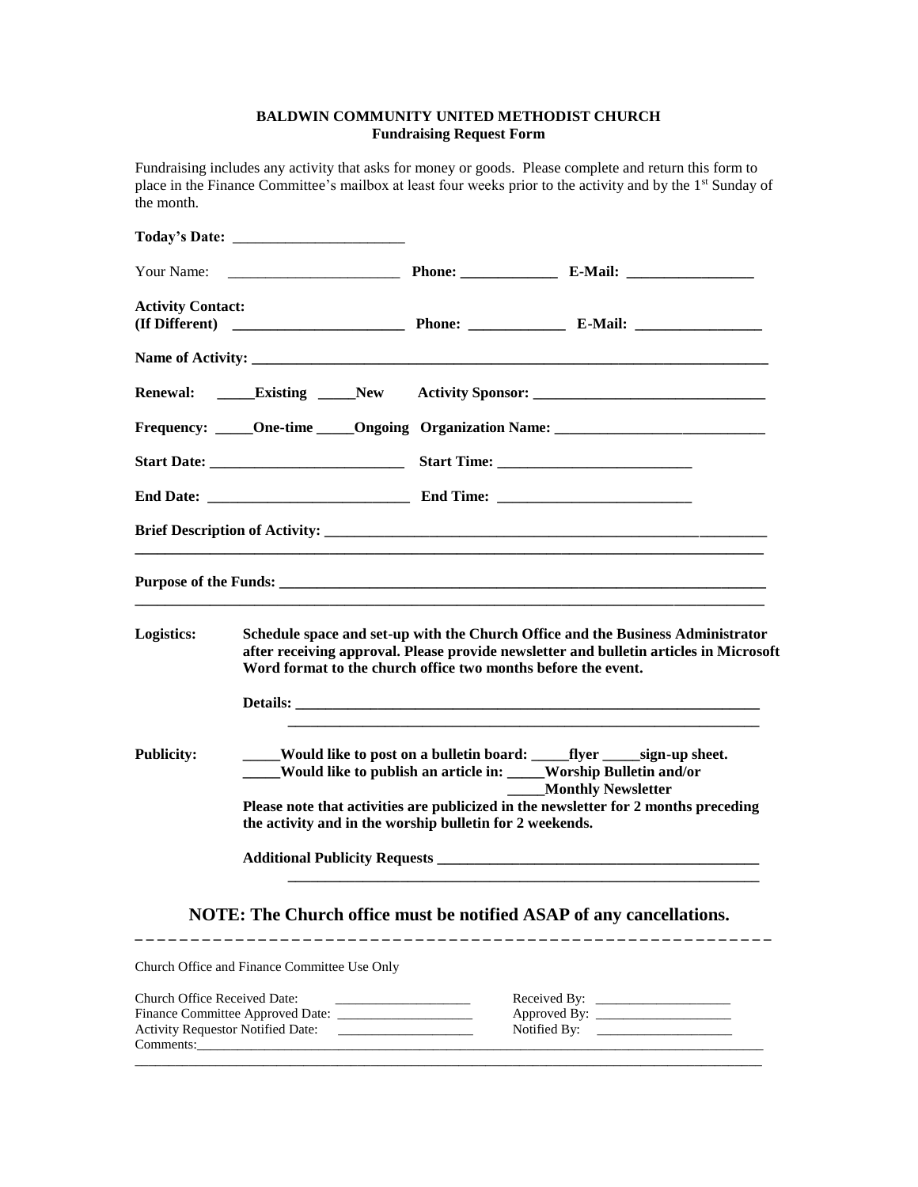**BALDWIN COMMUNITY UNITED METHODIST CHURCH**
**Fundraising Request Form**

Fundraising includes any activity that asks for money or goods. Please complete and return this form to place in the Finance Committee's mailbox at least four weeks prior to the activity and by the 1st Sunday of the month.

**Today's Date:** ______________________

Your Name: ______________________ **Phone:** ____________ **E-Mail:** ________________

**Activity Contact:**
**(If Different)** ______________________ **Phone:** ____________ **E-Mail:** ________________

**Name of Activity:** ______________________________________________________________________

**Renewal:** _____**Existing** _____**New** **Activity Sponsor:** ______________________________

**Frequency:** _____**One-time** _____**Ongoing** **Organization Name:** ___________________________

**Start Date:** _________________________ **Start Time:** _________________________

**End Date:** __________________________ **End Time:** _________________________

**Brief Description of Activity:** ________________________________________________________
______________________________________________________________________________________

**Purpose of the Funds:** ______________________________________________________________
______________________________________________________________________________________

**Logistics:** **Schedule space and set-up with the Church Office and the Business Administrator after receiving approval. Please provide newsletter and bulletin articles in Microsoft Word format to the church office two months before the event.**

**Details:** ______________________________________________________________
______________________________________________________________

**Publicity:** _____**Would like to post on a bulletin board:** _____**flyer** _____**sign-up sheet.**
_____**Would like to publish an article in:** _____**Worship Bulletin and/or**
_____**Monthly Newsletter**

**Please note that activities are publicized in the newsletter for 2 months preceding the activity and in the worship bulletin for 2 weekends.**

**Additional Publicity Requests** __________________________________________
______________________________________________________________

## NOTE: The Church office must be notified ASAP of any cancellations.

---

Church Office and Finance Committee Use Only

Church Office Received Date: ____________________ Received By: ____________________
Finance Committee Approved Date: ____________________ Approved By: ____________________
Activity Requestor Notified Date: ____________________ Notified By: ____________________
Comments:______________________________________________________________________________
______________________________________________________________________________________